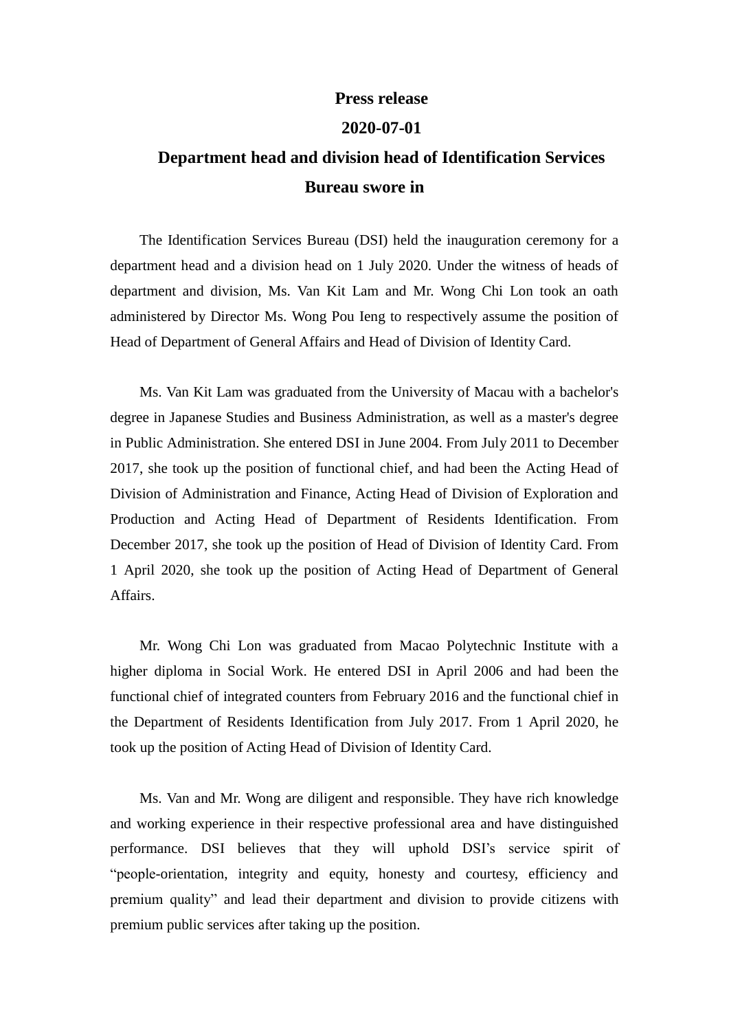**Press release**

**2020-07-01**

# Department head and division head of Identification Services Bureau swore in

The Identification Services Bureau (DSI) held the inauguration ceremony for a department head and a division head on 1 July 2020. Under the witness of heads of department and division, Ms. Van Kit Lam and Mr. Wong Chi Lon took an oath administered by Director Ms. Wong Pou Ieng to respectively assume the position of Head of Department of General Affairs and Head of Division of Identity Card.

Ms. Van Kit Lam was graduated from the University of Macau with a bachelor's degree in Japanese Studies and Business Administration, as well as a master's degree in Public Administration. She entered DSI in June 2004. From July 2011 to December 2017, she took up the position of functional chief, and had been the Acting Head of Division of Administration and Finance, Acting Head of Division of Exploration and Production and Acting Head of Department of Residents Identification. From December 2017, she took up the position of Head of Division of Identity Card. From 1 April 2020, she took up the position of Acting Head of Department of General Affairs.

Mr. Wong Chi Lon was graduated from Macao Polytechnic Institute with a higher diploma in Social Work. He entered DSI in April 2006 and had been the functional chief of integrated counters from February 2016 and the functional chief in the Department of Residents Identification from July 2017. From 1 April 2020, he took up the position of Acting Head of Division of Identity Card.

Ms. Van and Mr. Wong are diligent and responsible. They have rich knowledge and working experience in their respective professional area and have distinguished performance. DSI believes that they will uphold DSI's service spirit of "people-orientation, integrity and equity, honesty and courtesy, efficiency and premium quality" and lead their department and division to provide citizens with premium public services after taking up the position.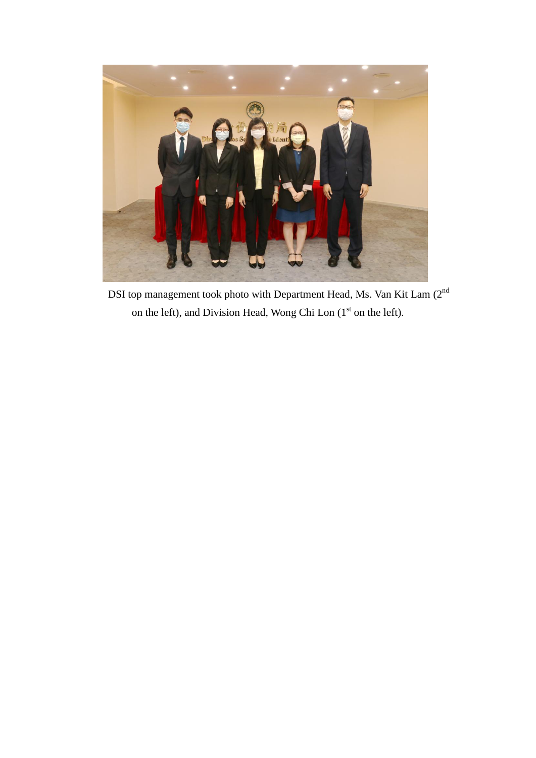DSI top management took photo with Department Head, Ms. Van Kit Lam (2nd on the left), and Division Head, Wong Chi Lon (1st on the left).